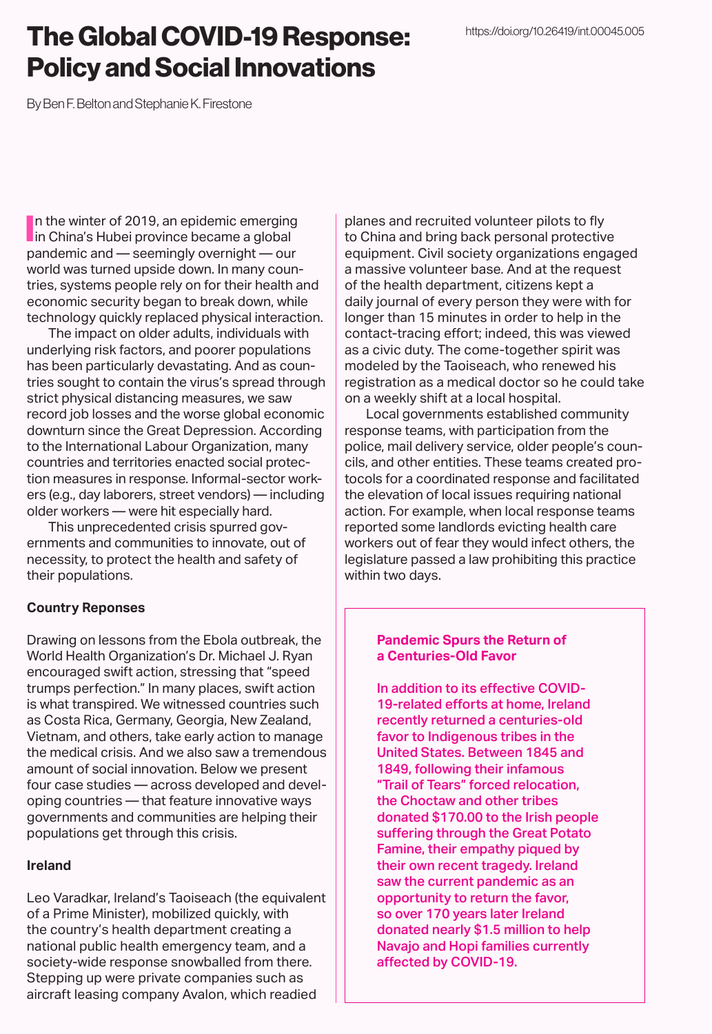# The Global COVID-19 Response: Policy and Social Innovations

https://doi.org/10.26419/int.00045.005

By Ben F. Belton and Stephanie K. Firestone

In the winter of 2019, an epidemic emerging in China's Hubei province became a global pandemic and — seemingly overnight — our world was turned upside down. In many countries, systems people rely on for their health and economic security began to break down, while technology quickly replaced physical interaction.

The impact on older adults, individuals with underlying risk factors, and poorer populations has been particularly devastating. And as countries sought to contain the virus's spread through strict physical distancing measures, we saw record job losses and the worse global economic downturn since the Great Depression. According to the International Labour Organization, many countries and territories enacted social protection measures in response. Informal-sector workers (e.g., day laborers, street vendors) — including older workers — were hit especially hard.

This unprecedented crisis spurred governments and communities to innovate, out of necessity, to protect the health and safety of their populations.

### Country Reponses

Drawing on lessons from the Ebola outbreak, the World Health Organization's Dr. Michael J. Ryan encouraged swift action, stressing that "speed trumps perfection." In many places, swift action is what transpired. We witnessed countries such as Costa Rica, Germany, Georgia, New Zealand, Vietnam, and others, take early action to manage the medical crisis. And we also saw a tremendous amount of social innovation. Below we present four case studies — across developed and developing countries — that feature innovative ways governments and communities are helping their populations get through this crisis.

### Ireland

Leo Varadkar, Ireland's Taoiseach (the equivalent of a Prime Minister), mobilized quickly, with the country's health department creating a national public health emergency team, and a society-wide response snowballed from there. Stepping up were private companies such as aircraft leasing company Avalon, which readied planes and recruited volunteer pilots to fly to China and bring back personal protective equipment. Civil society organizations engaged a massive volunteer base. And at the request of the health department, citizens kept a daily journal of every person they were with for longer than 15 minutes in order to help in the contact-tracing effort; indeed, this was viewed as a civic duty. The come-together spirit was modeled by the Taoiseach, who renewed his registration as a medical doctor so he could take on a weekly shift at a local hospital.

Local governments established community response teams, with participation from the police, mail delivery service, older people's councils, and other entities. These teams created protocols for a coordinated response and facilitated the elevation of local issues requiring national action. For example, when local response teams reported some landlords evicting health care workers out of fear they would infect others, the legislature passed a law prohibiting this practice within two days.

**Pandemic Spurs the Return of a Centuries-Old Favor**

In addition to its effective COVID-19-related efforts at home, Ireland recently returned a centuries-old favor to Indigenous tribes in the United States. Between 1845 and 1849, following their infamous "Trail of Tears" forced relocation, the Choctaw and other tribes donated $170.00 to the Irish people suffering through the Great Potato Famine, their empathy piqued by their own recent tragedy. Ireland saw the current pandemic as an opportunity to return the favor, so over 170 years later Ireland donated nearly $1.5 million to help Navajo and Hopi families currently affected by COVID-19.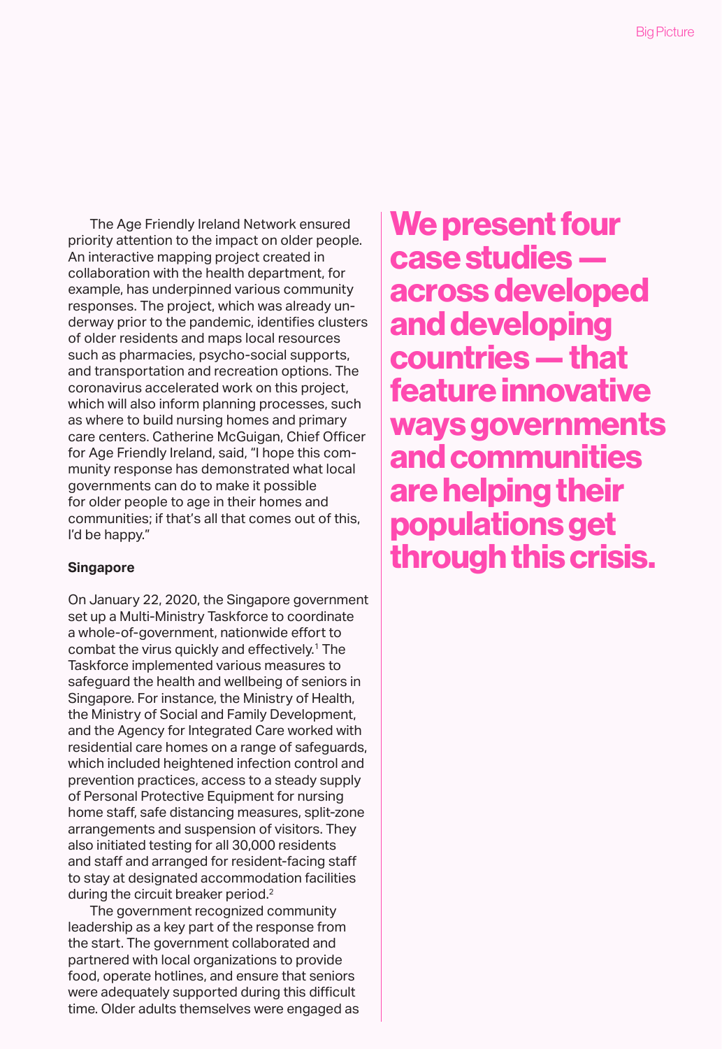The Age Friendly Ireland Network ensured priority attention to the impact on older people. An interactive mapping project created in collaboration with the health department, for example, has underpinned various community responses. The project, which was already underway prior to the pandemic, identifies clusters of older residents and maps local resources such as pharmacies, psycho-social supports, and transportation and recreation options. The coronavirus accelerated work on this project, which will also inform planning processes, such as where to build nursing homes and primary care centers. Catherine McGuigan, Chief Officer for Age Friendly Ireland, said, "I hope this community response has demonstrated what local governments can do to make it possible for older people to age in their homes and communities; if that's all that comes out of this, I'd be happy."

**We present four case studies — across developed and developing countries — that feature innovative ways governments and communities are helping their populations get through this crisis.**

**Singapore**

On January 22, 2020, the Singapore government set up a Multi-Ministry Taskforce to coordinate a whole-of-government, nationwide effort to combat the virus quickly and effectively.[1] The Taskforce implemented various measures to safeguard the health and wellbeing of seniors in Singapore. For instance, the Ministry of Health, the Ministry of Social and Family Development, and the Agency for Integrated Care worked with residential care homes on a range of safeguards, which included heightened infection control and prevention practices, access to a steady supply of Personal Protective Equipment for nursing home staff, safe distancing measures, split-zone arrangements and suspension of visitors. They also initiated testing for all 30,000 residents and staff and arranged for resident-facing staff to stay at designated accommodation facilities during the circuit breaker period.[2]

The government recognized community leadership as a key part of the response from the start. The government collaborated and partnered with local organizations to provide food, operate hotlines, and ensure that seniors were adequately supported during this difficult time. Older adults themselves were engaged as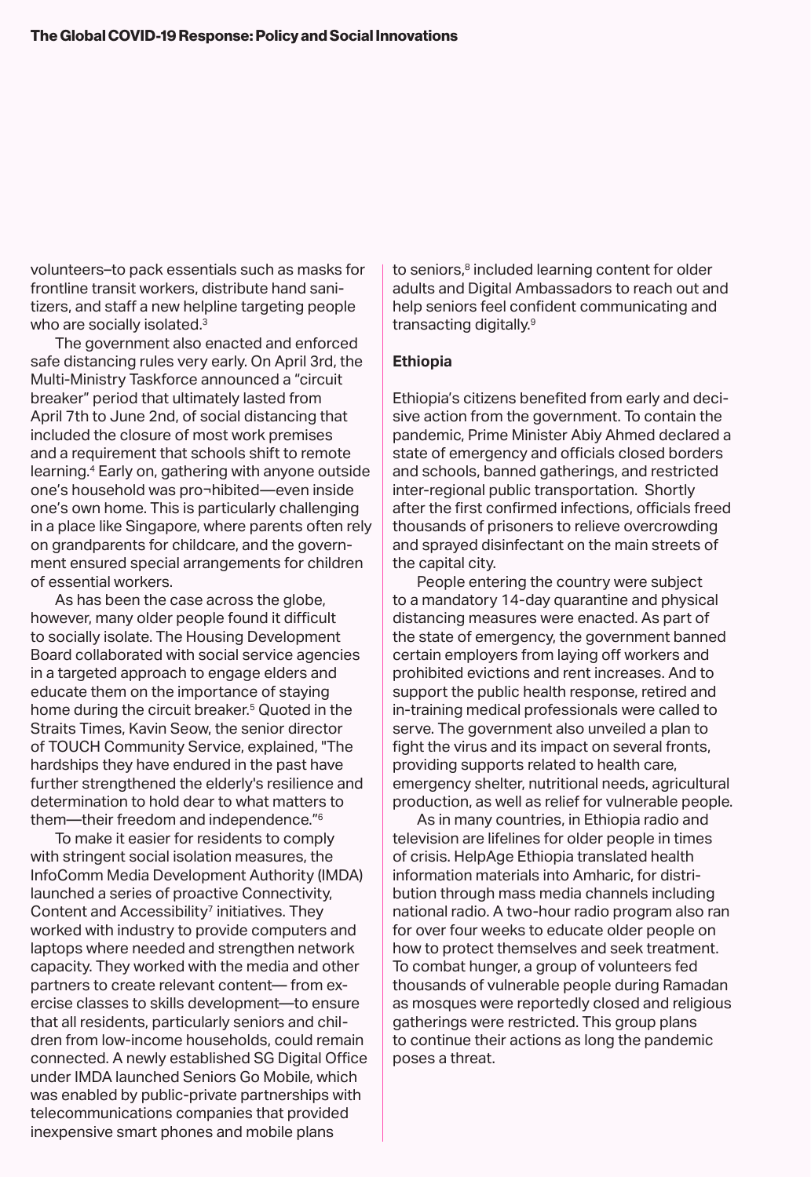volunteers–to pack essentials such as masks for frontline transit workers, distribute hand sanitizers, and staff a new helpline targeting people who are socially isolated.[3]

The government also enacted and enforced safe distancing rules very early. On April 3rd, the Multi-Ministry Taskforce announced a "circuit breaker" period that ultimately lasted from April 7th to June 2nd, of social distancing that included the closure of most work premises and a requirement that schools shift to remote learning.[4] Early on, gathering with anyone outside one's household was pro¬hibited—even inside one's own home. This is particularly challenging in a place like Singapore, where parents often rely on grandparents for childcare, and the government ensured special arrangements for children of essential workers.

As has been the case across the globe, however, many older people found it difficult to socially isolate. The Housing Development Board collaborated with social service agencies in a targeted approach to engage elders and educate them on the importance of staying home during the circuit breaker.[5] Quoted in the Straits Times, Kavin Seow, the senior director of TOUCH Community Service, explained, "The hardships they have endured in the past have further strengthened the elderly's resilience and determination to hold dear to what matters to them—their freedom and independence."[6]

To make it easier for residents to comply with stringent social isolation measures, the InfoComm Media Development Authority (IMDA) launched a series of proactive Connectivity, Content and Accessibility[7] initiatives. They worked with industry to provide computers and laptops where needed and strengthen network capacity. They worked with the media and other partners to create relevant content— from exercise classes to skills development—to ensure that all residents, particularly seniors and children from low-income households, could remain connected. A newly established SG Digital Office under IMDA launched Seniors Go Mobile, which was enabled by public-private partnerships with telecommunications companies that provided inexpensive smart phones and mobile plans to seniors,[8] included learning content for older adults and Digital Ambassadors to reach out and help seniors feel confident communicating and transacting digitally.[9]

**Ethiopia**

Ethiopia's citizens benefited from early and decisive action from the government. To contain the pandemic, Prime Minister Abiy Ahmed declared a state of emergency and officials closed borders and schools, banned gatherings, and restricted inter-regional public transportation. Shortly after the first confirmed infections, officials freed thousands of prisoners to relieve overcrowding and sprayed disinfectant on the main streets of the capital city.

People entering the country were subject to a mandatory 14-day quarantine and physical distancing measures were enacted. As part of the state of emergency, the government banned certain employers from laying off workers and prohibited evictions and rent increases. And to support the public health response, retired and in-training medical professionals were called to serve. The government also unveiled a plan to fight the virus and its impact on several fronts, providing supports related to health care, emergency shelter, nutritional needs, agricultural production, as well as relief for vulnerable people.

As in many countries, in Ethiopia radio and television are lifelines for older people in times of crisis. HelpAge Ethiopia translated health information materials into Amharic, for distribution through mass media channels including national radio. A two-hour radio program also ran for over four weeks to educate older people on how to protect themselves and seek treatment. To combat hunger, a group of volunteers fed thousands of vulnerable people during Ramadan as mosques were reportedly closed and religious gatherings were restricted. This group plans to continue their actions as long the pandemic poses a threat.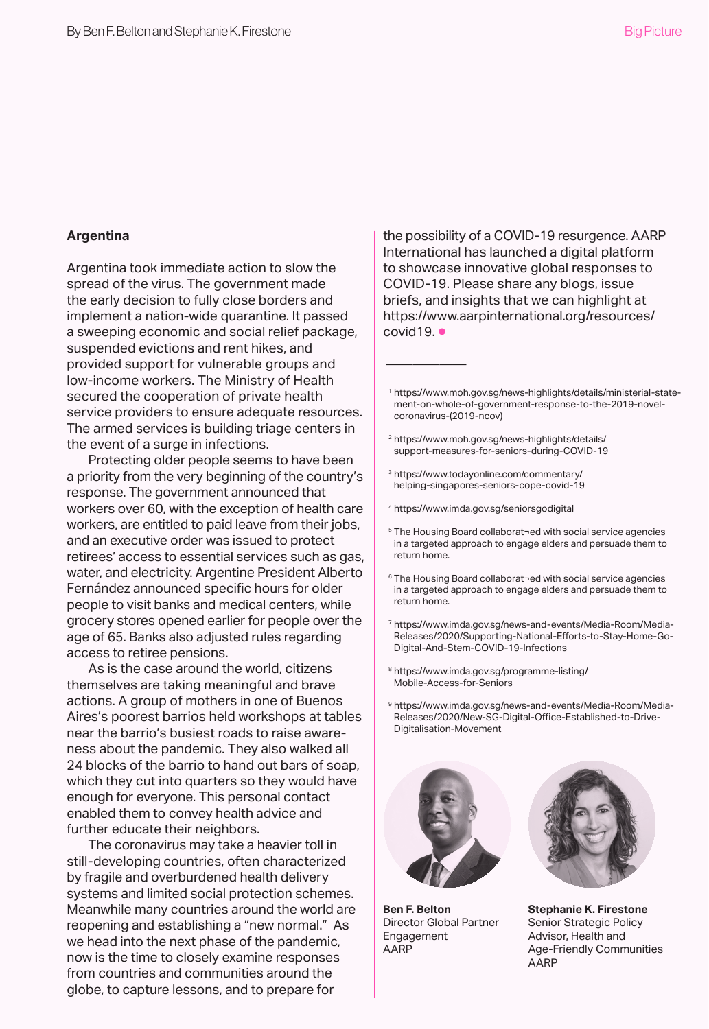## Argentina

Argentina took immediate action to slow the spread of the virus. The government made the early decision to fully close borders and implement a nation-wide quarantine. It passed a sweeping economic and social relief package, suspended evictions and rent hikes, and provided support for vulnerable groups and low-income workers. The Ministry of Health secured the cooperation of private health service providers to ensure adequate resources. The armed services is building triage centers in the event of a surge in infections.

Protecting older people seems to have been a priority from the very beginning of the country's response. The government announced that workers over 60, with the exception of health care workers, are entitled to paid leave from their jobs, and an executive order was issued to protect retirees' access to essential services such as gas, water, and electricity. Argentine President Alberto Fernández announced specific hours for older people to visit banks and medical centers, while grocery stores opened earlier for people over the age of 65. Banks also adjusted rules regarding access to retiree pensions.

As is the case around the world, citizens themselves are taking meaningful and brave actions. A group of mothers in one of Buenos Aires's poorest barrios held workshops at tables near the barrio's busiest roads to raise awareness about the pandemic. They also walked all 24 blocks of the barrio to hand out bars of soap, which they cut into quarters so they would have enough for everyone. This personal contact enabled them to convey health advice and further educate their neighbors.

The coronavirus may take a heavier toll in still-developing countries, often characterized by fragile and overburdened health delivery systems and limited social protection schemes. Meanwhile many countries around the world are reopening and establishing a "new normal." As we head into the next phase of the pandemic, now is the time to closely examine responses from countries and communities around the globe, to capture lessons, and to prepare for the possibility of a COVID-19 resurgence. AARP International has launched a digital platform to showcase innovative global responses to COVID-19. Please share any blogs, issue briefs, and insights that we can highlight at https://www.aarpinternational.org/resources/covid19.

---

[1] https://www.moh.gov.sg/news-highlights/details/ministerial-statement-on-whole-of-government-response-to-the-2019-novel-coronavirus-(2019-ncov)

[2] https://www.moh.gov.sg/news-highlights/details/support-measures-for-seniors-during-COVID-19

[3] https://www.todayonline.com/commentary/helping-singapores-seniors-cope-covid-19

[4] https://www.imda.gov.sg/seniorsgodigital

[5] The Housing Board collaborat¬ed with social service agencies in a targeted approach to engage elders and persuade them to return home.

[6] The Housing Board collaborat¬ed with social service agencies in a targeted approach to engage elders and persuade them to return home.

[7] https://www.imda.gov.sg/news-and-events/Media-Room/Media-Releases/2020/Supporting-National-Efforts-to-Stay-Home-Go-Digital-And-Stem-COVID-19-Infections

[8] https://www.imda.gov.sg/programme-listing/Mobile-Access-for-Seniors

[9] https://www.imda.gov.sg/news-and-events/Media-Room/Media-Releases/2020/New-SG-Digital-Office-Established-to-Drive-Digitalisation-Movement

**Ben F. Belton**
Director Global Partner Engagement
AARP

**Stephanie K. Firestone**
Senior Strategic Policy Advisor, Health and Age-Friendly Communities
AARP